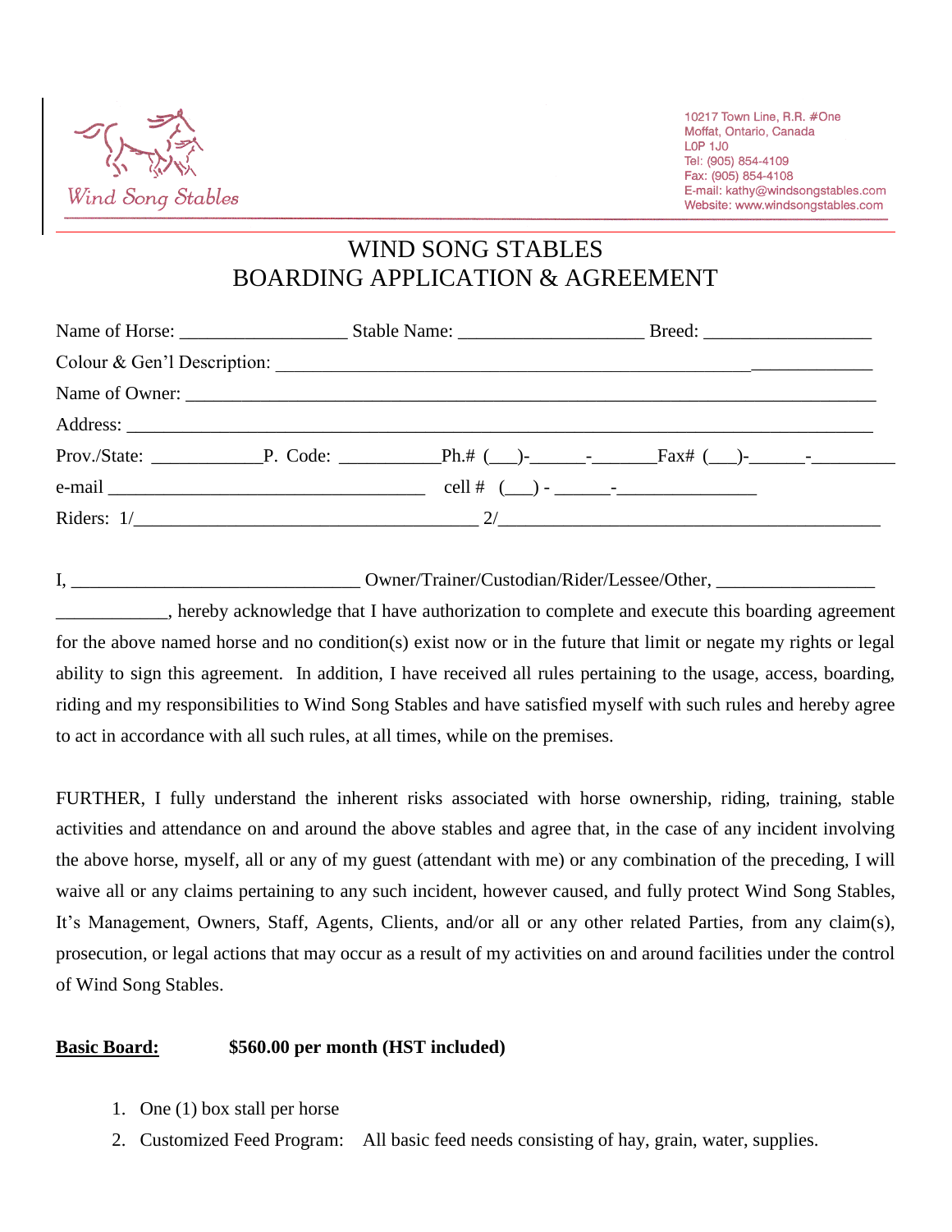Wind Song Stables

10217 Town Line, R.R. #One
Moffat, Ontario, Canada
L0P 1J0
Tel: (905) 854-4109
Fax: (905) 854-4108
E-mail: kathy@windsongstables.com
Website: www.windsongstables.com

# WIND SONG STABLES
# BOARDING APPLICATION & AGREEMENT

Name of Horse: _________________ Stable Name: ___________________ Breed: _________________

Colour & Gen'l Description: ____________________________________________________________________

Name of Owner: ________________________________________________________________________

Address: _____________________________________________________________________________

Prov./State: ___________P. Code: __________Ph.# (___)-______-_______Fax# (___)-______-_________

e-mail _________________________________ cell # (___) - ______-______________

Riders: 1/___________________________________ 2/_________________________________________

I, ______________________________ Owner/Trainer/Custodian/Rider/Lessee/Other, _________________ ___________, hereby acknowledge that I have authorization to complete and execute this boarding agreement for the above named horse and no condition(s) exist now or in the future that limit or negate my rights or legal ability to sign this agreement. In addition, I have received all rules pertaining to the usage, access, boarding, riding and my responsibilities to Wind Song Stables and have satisfied myself with such rules and hereby agree to act in accordance with all such rules, at all times, while on the premises.

FURTHER, I fully understand the inherent risks associated with horse ownership, riding, training, stable activities and attendance on and around the above stables and agree that, in the case of any incident involving the above horse, myself, all or any of my guest (attendant with me) or any combination of the preceding, I will waive all or any claims pertaining to any such incident, however caused, and fully protect Wind Song Stables, It's Management, Owners, Staff, Agents, Clients, and/or all or any other related Parties, from any claim(s), prosecution, or legal actions that may occur as a result of my activities on and around facilities under the control of Wind Song Stables.

**Basic Board:** **$560.00 per month (HST included)**

1. One (1) box stall per horse
2. Customized Feed Program: All basic feed needs consisting of hay, grain, water, supplies.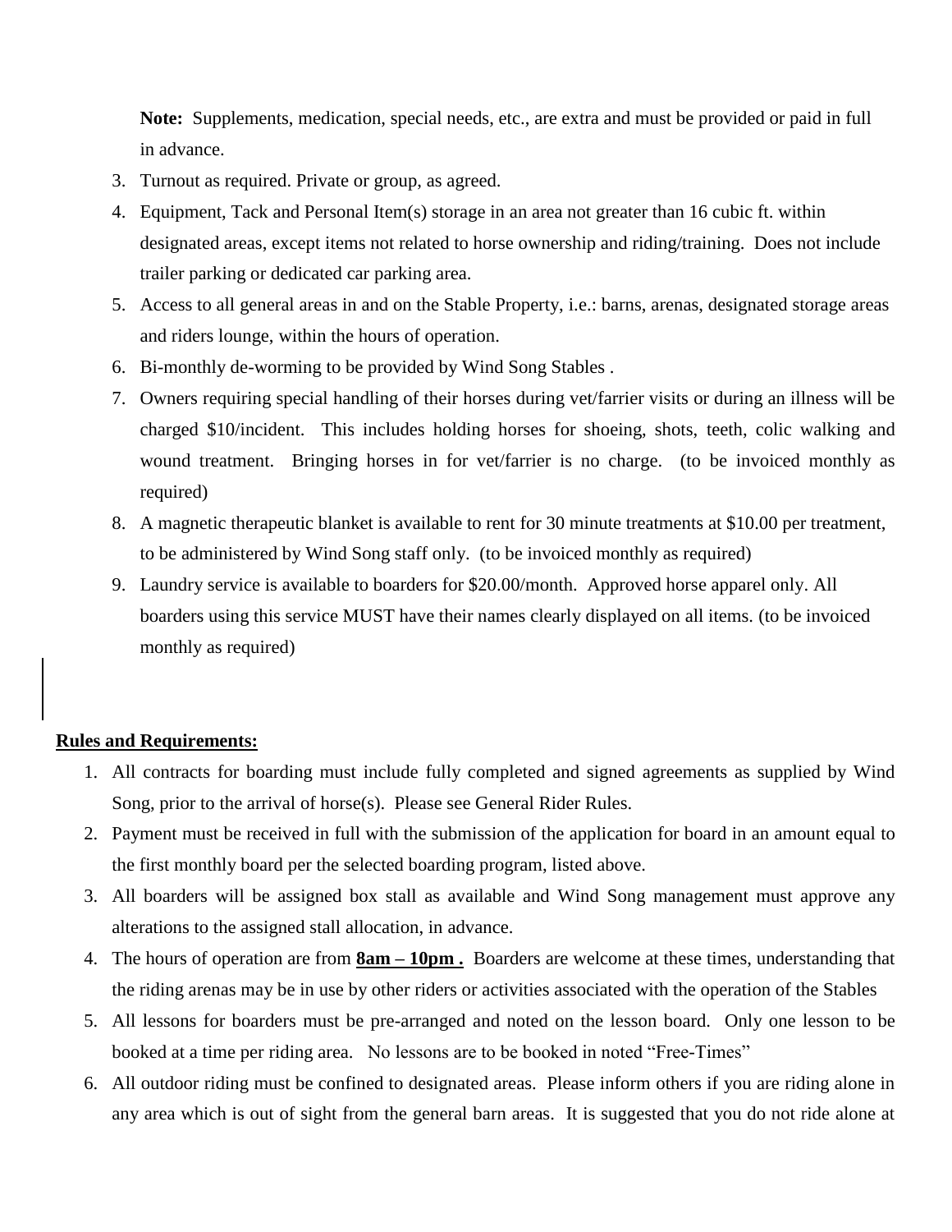**Note:** Supplements, medication, special needs, etc., are extra and must be provided or paid in full in advance.

3. Turnout as required. Private or group, as agreed.
4. Equipment, Tack and Personal Item(s) storage in an area not greater than 16 cubic ft. within designated areas, except items not related to horse ownership and riding/training. Does not include trailer parking or dedicated car parking area.
5. Access to all general areas in and on the Stable Property, i.e.: barns, arenas, designated storage areas and riders lounge, within the hours of operation.
6. Bi-monthly de-worming to be provided by Wind Song Stables .
7. Owners requiring special handling of their horses during vet/farrier visits or during an illness will be charged $10/incident. This includes holding horses for shoeing, shots, teeth, colic walking and wound treatment. Bringing horses in for vet/farrier is no charge. (to be invoiced monthly as required)
8. A magnetic therapeutic blanket is available to rent for 30 minute treatments at $10.00 per treatment, to be administered by Wind Song staff only. (to be invoiced monthly as required)
9. Laundry service is available to boarders for $20.00/month. Approved horse apparel only. All boarders using this service MUST have their names clearly displayed on all items. (to be invoiced monthly as required)

**Rules and Requirements:**

1. All contracts for boarding must include fully completed and signed agreements as supplied by Wind Song, prior to the arrival of horse(s). Please see General Rider Rules.
2. Payment must be received in full with the submission of the application for board in an amount equal to the first monthly board per the selected boarding program, listed above.
3. All boarders will be assigned box stall as available and Wind Song management must approve any alterations to the assigned stall allocation, in advance.
4. The hours of operation are from **8am – 10pm .** Boarders are welcome at these times, understanding that the riding arenas may be in use by other riders or activities associated with the operation of the Stables
5. All lessons for boarders must be pre-arranged and noted on the lesson board. Only one lesson to be booked at a time per riding area. No lessons are to be booked in noted "Free-Times"
6. All outdoor riding must be confined to designated areas. Please inform others if you are riding alone in any area which is out of sight from the general barn areas. It is suggested that you do not ride alone at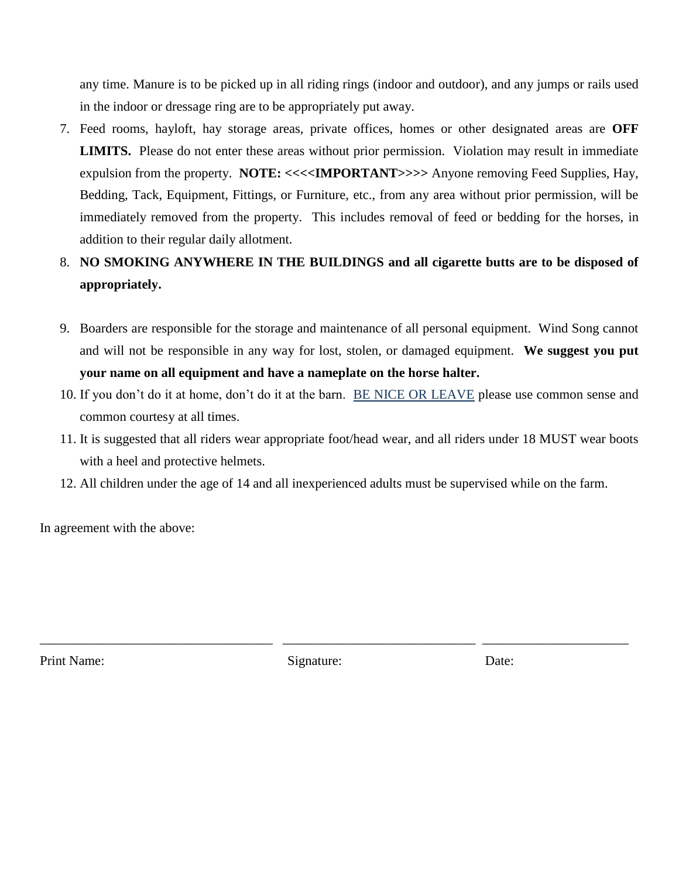any time. Manure is to be picked up in all riding rings (indoor and outdoor), and any jumps or rails used in the indoor or dressage ring are to be appropriately put away.

7. Feed rooms, hayloft, hay storage areas, private offices, homes or other designated areas are **OFF LIMITS.** Please do not enter these areas without prior permission. Violation may result in immediate expulsion from the property. **NOTE: <<<<IMPORTANT>>>>** Anyone removing Feed Supplies, Hay, Bedding, Tack, Equipment, Fittings, or Furniture, etc., from any area without prior permission, will be immediately removed from the property. This includes removal of feed or bedding for the horses, in addition to their regular daily allotment.
8. **NO SMOKING ANYWHERE IN THE BUILDINGS and all cigarette butts are to be disposed of appropriately.**
9. Boarders are responsible for the storage and maintenance of all personal equipment. Wind Song cannot and will not be responsible in any way for lost, stolen, or damaged equipment. **We suggest you put your name on all equipment and have a nameplate on the horse halter.**
10. If you don't do it at home, don't do it at the barn. BE NICE OR LEAVE please use common sense and common courtesy at all times.
11. It is suggested that all riders wear appropriate foot/head wear, and all riders under 18 MUST wear boots with a heel and protective helmets.
12. All children under the age of 14 and all inexperienced adults must be supervised while on the farm.

In agreement with the above:

___________________________________ ______________________________ ______________________

Print Name: Signature: Date: